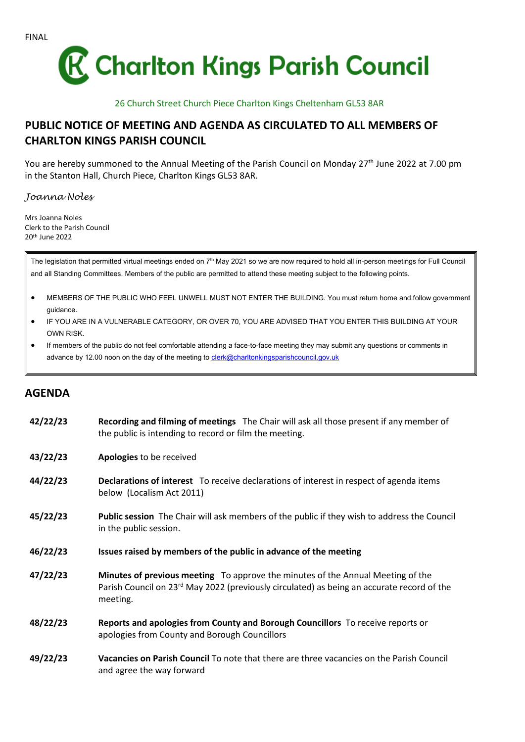FINAL

# Charlton Kings Parish Council

26 Church Street Church Piece Charlton Kings Cheltenham GL53 8AR

## PUBLIC NOTICE OF MEETING AND AGENDA AS CIRCULATED TO ALL MEMBERS OF CHARLTON KINGS PARISH COUNCIL

You are hereby summoned to the Annual Meeting of the Parish Council on Monday 27th June 2022 at 7.00 pm in the Stanton Hall, Church Piece, Charlton Kings GL53 8AR.

*Joanna Noles*

Mrs Joanna Noles
Clerk to the Parish Council
20th June 2022

The legislation that permitted virtual meetings ended on 7th May 2021 so we are now required to hold all in-person meetings for Full Council and all Standing Committees. Members of the public are permitted to attend these meeting subject to the following points.

- MEMBERS OF THE PUBLIC WHO FEEL UNWELL MUST NOT ENTER THE BUILDING. You must return home and follow government guidance.
- IF YOU ARE IN A VULNERABLE CATEGORY, OR OVER 70, YOU ARE ADVISED THAT YOU ENTER THIS BUILDING AT YOUR OWN RISK.
- If members of the public do not feel comfortable attending a face-to-face meeting they may submit any questions or comments in advance by 12.00 noon on the day of the meeting to clerk@charltonkingsparishcouncil.gov.uk

## AGENDA

**42/22/23** **Recording and filming of meetings** The Chair will ask all those present if any member of the public is intending to record or film the meeting.

**43/22/23** **Apologies** to be received

**44/22/23** **Declarations of interest** To receive declarations of interest in respect of agenda items below (Localism Act 2011)

**45/22/23** **Public session** The Chair will ask members of the public if they wish to address the Council in the public session.

**46/22/23** **Issues raised by members of the public in advance of the meeting**

**47/22/23** **Minutes of previous meeting** To approve the minutes of the Annual Meeting of the Parish Council on 23rd May 2022 (previously circulated) as being an accurate record of the meeting.

**48/22/23** **Reports and apologies from County and Borough Councillors** To receive reports or apologies from County and Borough Councillors

**49/22/23** **Vacancies on Parish Council** To note that there are three vacancies on the Parish Council and agree the way forward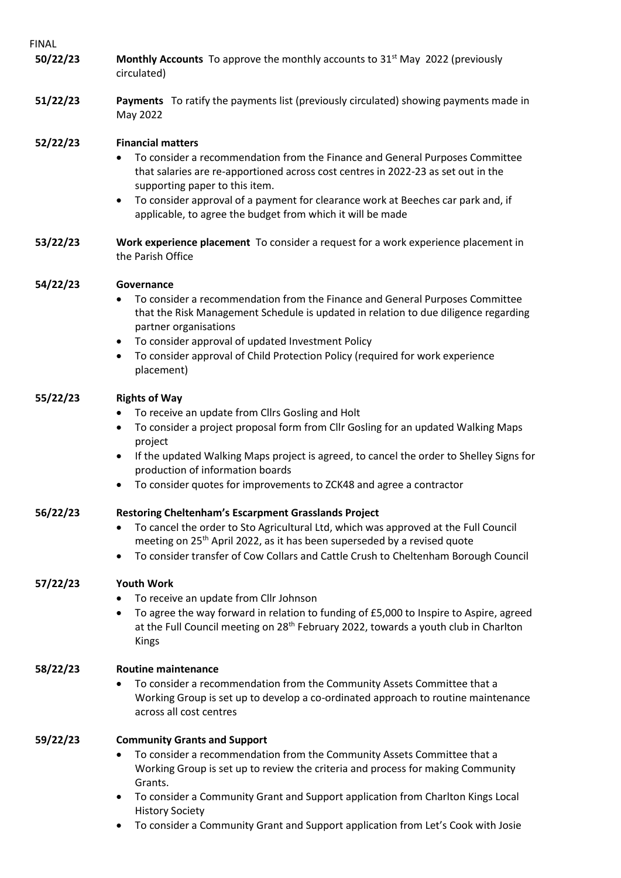FINAL

**50/22/23** **Monthly Accounts** To approve the monthly accounts to 31st May 2022 (previously circulated)

**51/22/23** **Payments** To ratify the payments list (previously circulated) showing payments made in May 2022

**52/22/23** **Financial matters**

- To consider a recommendation from the Finance and General Purposes Committee that salaries are re-apportioned across cost centres in 2022-23 as set out in the supporting paper to this item.
- To consider approval of a payment for clearance work at Beeches car park and, if applicable, to agree the budget from which it will be made

**53/22/23** **Work experience placement** To consider a request for a work experience placement in the Parish Office

**54/22/23** **Governance**

- To consider a recommendation from the Finance and General Purposes Committee that the Risk Management Schedule is updated in relation to due diligence regarding partner organisations
- To consider approval of updated Investment Policy
- To consider approval of Child Protection Policy (required for work experience placement)

**55/22/23** **Rights of Way**

- To receive an update from Cllrs Gosling and Holt
- To consider a project proposal form from Cllr Gosling for an updated Walking Maps project
- If the updated Walking Maps project is agreed, to cancel the order to Shelley Signs for production of information boards
- To consider quotes for improvements to ZCK48 and agree a contractor

**56/22/23** **Restoring Cheltenham's Escarpment Grasslands Project**

- To cancel the order to Sto Agricultural Ltd, which was approved at the Full Council meeting on 25th April 2022, as it has been superseded by a revised quote
- To consider transfer of Cow Collars and Cattle Crush to Cheltenham Borough Council

**57/22/23** **Youth Work**

- To receive an update from Cllr Johnson
- To agree the way forward in relation to funding of £5,000 to Inspire to Aspire, agreed at the Full Council meeting on 28th February 2022, towards a youth club in Charlton Kings

**58/22/23** **Routine maintenance**

- To consider a recommendation from the Community Assets Committee that a Working Group is set up to develop a co-ordinated approach to routine maintenance across all cost centres

**59/22/23** **Community Grants and Support**

- To consider a recommendation from the Community Assets Committee that a Working Group is set up to review the criteria and process for making Community Grants.
- To consider a Community Grant and Support application from Charlton Kings Local History Society
- To consider a Community Grant and Support application from Let's Cook with Josie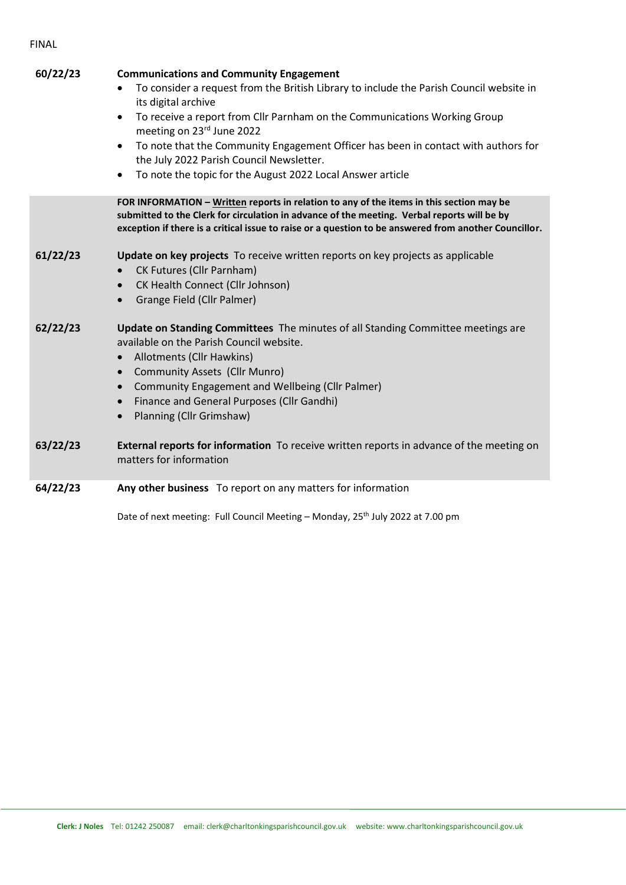FINAL

**60/22/23** **Communications and Community Engagement**

- To consider a request from the British Library to include the Parish Council website in its digital archive
- To receive a report from Cllr Parnham on the Communications Working Group meeting on 23rd June 2022
- To note that the Community Engagement Officer has been in contact with authors for the July 2022 Parish Council Newsletter.
- To note the topic for the August 2022 Local Answer article

**FOR INFORMATION – Written reports in relation to any of the items in this section may be submitted to the Clerk for circulation in advance of the meeting. Verbal reports will be by exception if there is a critical issue to raise or a question to be answered from another Councillor.**

**61/22/23** **Update on key projects** To receive written reports on key projects as applicable

- CK Futures (Cllr Parnham)
- CK Health Connect (Cllr Johnson)
- Grange Field (Cllr Palmer)

**62/22/23** **Update on Standing Committees** The minutes of all Standing Committee meetings are available on the Parish Council website.

- Allotments (Cllr Hawkins)
- Community Assets (Cllr Munro)
- Community Engagement and Wellbeing (Cllr Palmer)
- Finance and General Purposes (Cllr Gandhi)
- Planning (Cllr Grimshaw)

**63/22/23** **External reports for information** To receive written reports in advance of the meeting on matters for information

**64/22/23** **Any other business** To report on any matters for information

Date of next meeting: Full Council Meeting – Monday, 25th July 2022 at 7.00 pm